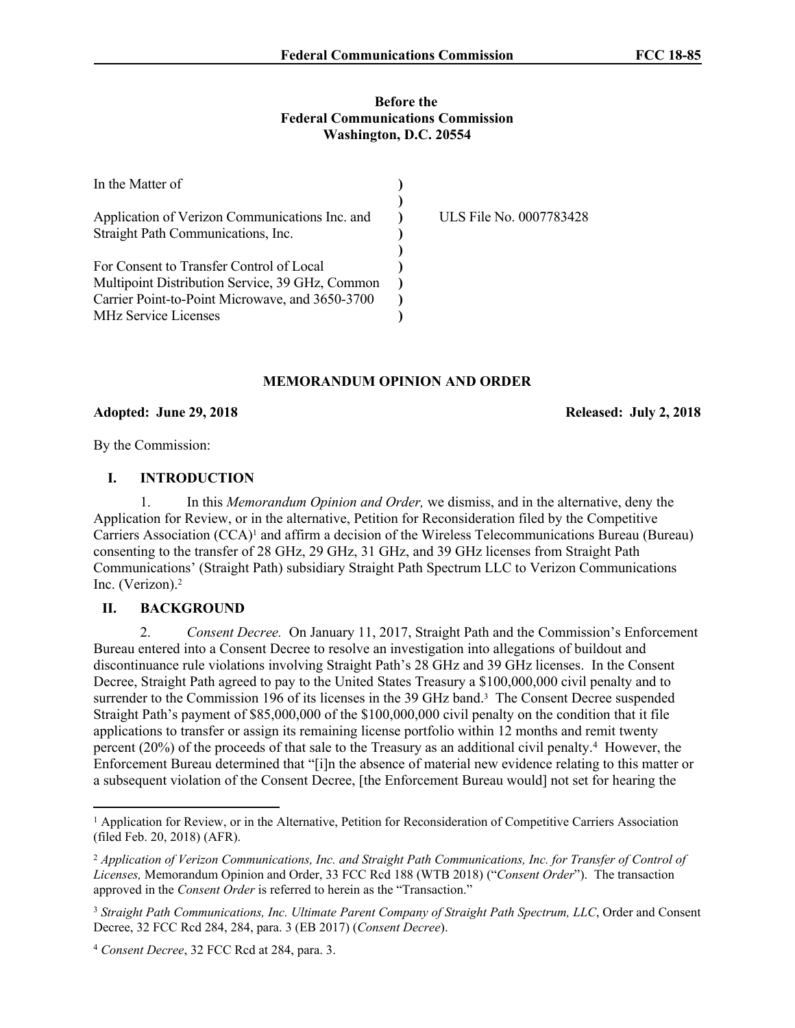**Before the**
**Federal Communications Commission**
**Washington, D.C. 20554**

| | | |
|---|---|---|
| In the Matter of | ) | |
| | ) | |
| Application of Verizon Communications Inc. and Straight Path Communications, Inc. | ) | ULS File No. 0007783428 |
| | ) | |
| For Consent to Transfer Control of Local Multipoint Distribution Service, 39 GHz, Common Carrier Point-to-Point Microwave, and 3650-3700 MHz Service Licenses | ) | |

**MEMORANDUM OPINION AND ORDER**

**Adopted: June 29, 2018** **Released: July 2, 2018**

By the Commission:

## I. INTRODUCTION

1. In this *Memorandum Opinion and Order,* we dismiss, and in the alternative, deny the Application for Review, or in the alternative, Petition for Reconsideration filed by the Competitive Carriers Association (CCA)[1] and affirm a decision of the Wireless Telecommunications Bureau (Bureau) consenting to the transfer of 28 GHz, 29 GHz, 31 GHz, and 39 GHz licenses from Straight Path Communications' (Straight Path) subsidiary Straight Path Spectrum LLC to Verizon Communications Inc. (Verizon).[2]

## II. BACKGROUND

2. *Consent Decree.* On January 11, 2017, Straight Path and the Commission's Enforcement Bureau entered into a Consent Decree to resolve an investigation into allegations of buildout and discontinuance rule violations involving Straight Path's 28 GHz and 39 GHz licenses. In the Consent Decree, Straight Path agreed to pay to the United States Treasury a $100,000,000 civil penalty and to surrender to the Commission 196 of its licenses in the 39 GHz band.[3] The Consent Decree suspended Straight Path's payment of $85,000,000 of the $100,000,000 civil penalty on the condition that it file applications to transfer or assign its remaining license portfolio within 12 months and remit twenty percent (20%) of the proceeds of that sale to the Treasury as an additional civil penalty.[4] However, the Enforcement Bureau determined that "[i]n the absence of material new evidence relating to this matter or a subsequent violation of the Consent Decree, [the Enforcement Bureau would] not set for hearing the

---

[1] Application for Review, or in the Alternative, Petition for Reconsideration of Competitive Carriers Association (filed Feb. 20, 2018) (AFR).

[2] *Application of Verizon Communications, Inc. and Straight Path Communications, Inc. for Transfer of Control of Licenses,* Memorandum Opinion and Order, 33 FCC Rcd 188 (WTB 2018) ("*Consent Order*"). The transaction approved in the *Consent Order* is referred to herein as the "Transaction."

[3] *Straight Path Communications, Inc. Ultimate Parent Company of Straight Path Spectrum, LLC*, Order and Consent Decree, 32 FCC Rcd 284, 284, para. 3 (EB 2017) (*Consent Decree*).

[4] *Consent Decree*, 32 FCC Rcd at 284, para. 3.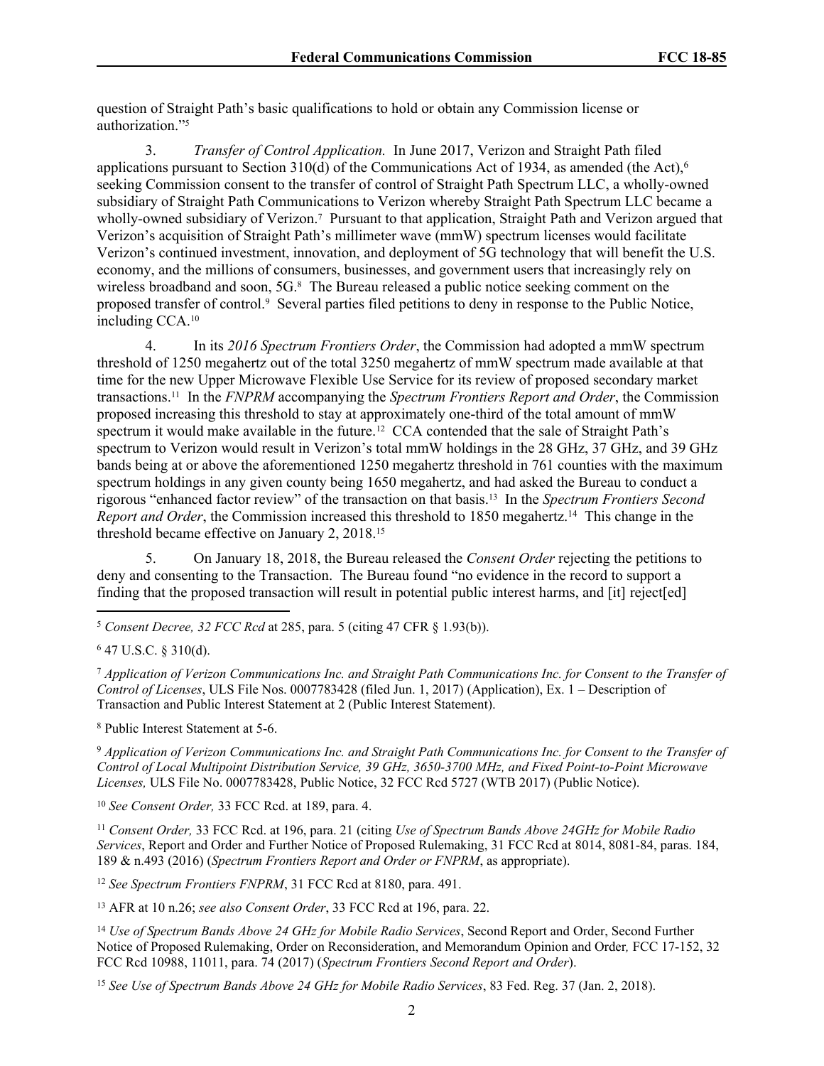question of Straight Path's basic qualifications to hold or obtain any Commission license or authorization."[5]

3. *Transfer of Control Application.* In June 2017, Verizon and Straight Path filed applications pursuant to Section 310(d) of the Communications Act of 1934, as amended (the Act),[6] seeking Commission consent to the transfer of control of Straight Path Spectrum LLC, a wholly-owned subsidiary of Straight Path Communications to Verizon whereby Straight Path Spectrum LLC became a wholly-owned subsidiary of Verizon.[7] Pursuant to that application, Straight Path and Verizon argued that Verizon's acquisition of Straight Path's millimeter wave (mmW) spectrum licenses would facilitate Verizon's continued investment, innovation, and deployment of 5G technology that will benefit the U.S. economy, and the millions of consumers, businesses, and government users that increasingly rely on wireless broadband and soon, 5G.[8] The Bureau released a public notice seeking comment on the proposed transfer of control.[9] Several parties filed petitions to deny in response to the Public Notice, including CCA.[10]

4. In its *2016 Spectrum Frontiers Order*, the Commission had adopted a mmW spectrum threshold of 1250 megahertz out of the total 3250 megahertz of mmW spectrum made available at that time for the new Upper Microwave Flexible Use Service for its review of proposed secondary market transactions.[11] In the *FNPRM* accompanying the *Spectrum Frontiers Report and Order*, the Commission proposed increasing this threshold to stay at approximately one-third of the total amount of mmW spectrum it would make available in the future.[12] CCA contended that the sale of Straight Path's spectrum to Verizon would result in Verizon's total mmW holdings in the 28 GHz, 37 GHz, and 39 GHz bands being at or above the aforementioned 1250 megahertz threshold in 761 counties with the maximum spectrum holdings in any given county being 1650 megahertz, and had asked the Bureau to conduct a rigorous "enhanced factor review" of the transaction on that basis.[13] In the *Spectrum Frontiers Second Report and Order*, the Commission increased this threshold to 1850 megahertz.[14] This change in the threshold became effective on January 2, 2018.[15]

5. On January 18, 2018, the Bureau released the *Consent Order* rejecting the petitions to deny and consenting to the Transaction. The Bureau found "no evidence in the record to support a finding that the proposed transaction will result in potential public interest harms, and [it] reject[ed]

---

[5] *Consent Decree, 32 FCC Rcd* at 285, para. 5 (citing 47 CFR § 1.93(b)).

[6] 47 U.S.C. § 310(d).

[7] *Application of Verizon Communications Inc. and Straight Path Communications Inc. for Consent to the Transfer of Control of Licenses*, ULS File Nos. 0007783428 (filed Jun. 1, 2017) (Application), Ex. 1 – Description of Transaction and Public Interest Statement at 2 (Public Interest Statement).

[8] Public Interest Statement at 5-6.

[9] *Application of Verizon Communications Inc. and Straight Path Communications Inc. for Consent to the Transfer of Control of Local Multipoint Distribution Service, 39 GHz, 3650-3700 MHz, and Fixed Point-to-Point Microwave Licenses,* ULS File No. 0007783428, Public Notice, 32 FCC Rcd 5727 (WTB 2017) (Public Notice).

[10] *See Consent Order,* 33 FCC Rcd. at 189, para. 4.

[11] *Consent Order,* 33 FCC Rcd. at 196, para. 21 (citing *Use of Spectrum Bands Above 24GHz for Mobile Radio Services*, Report and Order and Further Notice of Proposed Rulemaking, 31 FCC Rcd at 8014, 8081-84, paras. 184, 189 & n.493 (2016) (*Spectrum Frontiers Report and Order or FNPRM*, as appropriate).

[12] *See Spectrum Frontiers FNPRM*, 31 FCC Rcd at 8180, para. 491.

[13] AFR at 10 n.26; *see also Consent Order*, 33 FCC Rcd at 196, para. 22.

[14] *Use of Spectrum Bands Above 24 GHz for Mobile Radio Services*, Second Report and Order, Second Further Notice of Proposed Rulemaking, Order on Reconsideration, and Memorandum Opinion and Order*,* FCC 17-152, 32 FCC Rcd 10988, 11011, para. 74 (2017) (*Spectrum Frontiers Second Report and Order*).

[15] *See Use of Spectrum Bands Above 24 GHz for Mobile Radio Services*, 83 Fed. Reg. 37 (Jan. 2, 2018).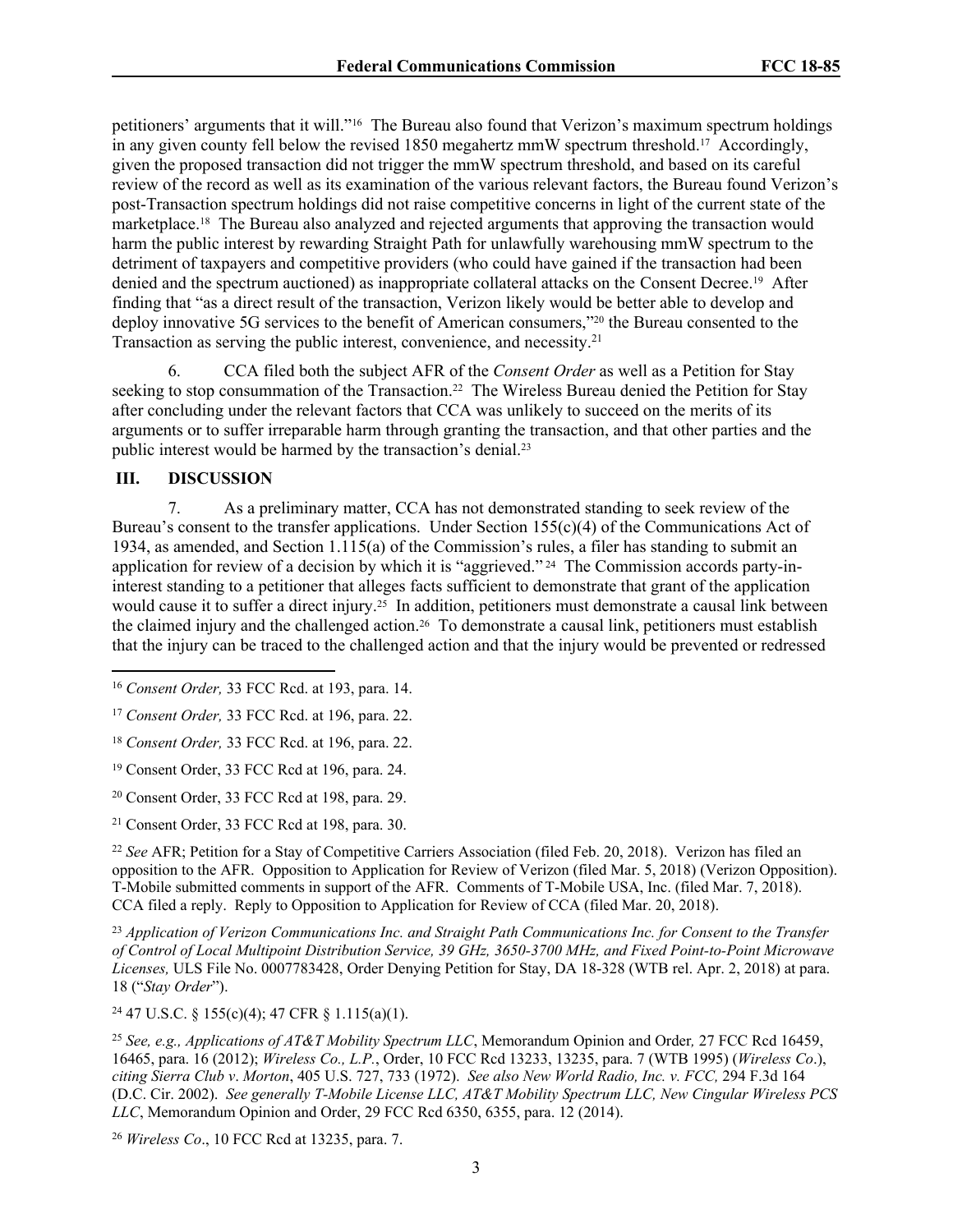petitioners' arguments that it will."[16] The Bureau also found that Verizon's maximum spectrum holdings in any given county fell below the revised 1850 megahertz mmW spectrum threshold.[17] Accordingly, given the proposed transaction did not trigger the mmW spectrum threshold, and based on its careful review of the record as well as its examination of the various relevant factors, the Bureau found Verizon's post-Transaction spectrum holdings did not raise competitive concerns in light of the current state of the marketplace.[18] The Bureau also analyzed and rejected arguments that approving the transaction would harm the public interest by rewarding Straight Path for unlawfully warehousing mmW spectrum to the detriment of taxpayers and competitive providers (who could have gained if the transaction had been denied and the spectrum auctioned) as inappropriate collateral attacks on the Consent Decree.[19] After finding that "as a direct result of the transaction, Verizon likely would be better able to develop and deploy innovative 5G services to the benefit of American consumers,"[20] the Bureau consented to the Transaction as serving the public interest, convenience, and necessity.[21]

6. CCA filed both the subject AFR of the *Consent Order* as well as a Petition for Stay seeking to stop consummation of the Transaction.[22] The Wireless Bureau denied the Petition for Stay after concluding under the relevant factors that CCA was unlikely to succeed on the merits of its arguments or to suffer irreparable harm through granting the transaction, and that other parties and the public interest would be harmed by the transaction's denial.[23]

## III. DISCUSSION

7. As a preliminary matter, CCA has not demonstrated standing to seek review of the Bureau's consent to the transfer applications. Under Section 155(c)(4) of the Communications Act of 1934, as amended, and Section 1.115(a) of the Commission's rules, a filer has standing to submit an application for review of a decision by which it is "aggrieved."[24] The Commission accords party-in-interest standing to a petitioner that alleges facts sufficient to demonstrate that grant of the application would cause it to suffer a direct injury.[25] In addition, petitioners must demonstrate a causal link between the claimed injury and the challenged action.[26] To demonstrate a causal link, petitioners must establish that the injury can be traced to the challenged action and that the injury would be prevented or redressed

---

[16] *Consent Order,* 33 FCC Rcd. at 193, para. 14.

[17] *Consent Order,* 33 FCC Rcd. at 196, para. 22.

[18] *Consent Order,* 33 FCC Rcd. at 196, para. 22.

[19] Consent Order, 33 FCC Rcd at 196, para. 24.

[20] Consent Order, 33 FCC Rcd at 198, para. 29.

[21] Consent Order, 33 FCC Rcd at 198, para. 30.

[22] *See* AFR; Petition for a Stay of Competitive Carriers Association (filed Feb. 20, 2018). Verizon has filed an opposition to the AFR. Opposition to Application for Review of Verizon (filed Mar. 5, 2018) (Verizon Opposition). T-Mobile submitted comments in support of the AFR. Comments of T-Mobile USA, Inc. (filed Mar. 7, 2018). CCA filed a reply. Reply to Opposition to Application for Review of CCA (filed Mar. 20, 2018).

[23] *Application of Verizon Communications Inc. and Straight Path Communications Inc. for Consent to the Transfer of Control of Local Multipoint Distribution Service, 39 GHz, 3650-3700 MHz, and Fixed Point-to-Point Microwave Licenses,* ULS File No. 0007783428, Order Denying Petition for Stay, DA 18-328 (WTB rel. Apr. 2, 2018) at para. 18 ("*Stay Order*").

[24] 47 U.S.C. § 155(c)(4); 47 CFR § 1.115(a)(1).

[25] *See, e.g., Applications of AT&T Mobility Spectrum LLC*, Memorandum Opinion and Order*,* 27 FCC Rcd 16459, 16465, para. 16 (2012); *Wireless Co., L.P.*, Order, 10 FCC Rcd 13233, 13235, para. 7 (WTB 1995) (*Wireless Co*.), *citing Sierra Club v. Morton*, 405 U.S. 727, 733 (1972). *See also New World Radio, Inc. v. FCC,* 294 F.3d 164 (D.C. Cir. 2002). *See generally T-Mobile License LLC, AT&T Mobility Spectrum LLC, New Cingular Wireless PCS LLC*, Memorandum Opinion and Order, 29 FCC Rcd 6350, 6355, para. 12 (2014).

[26] *Wireless Co*., 10 FCC Rcd at 13235, para. 7.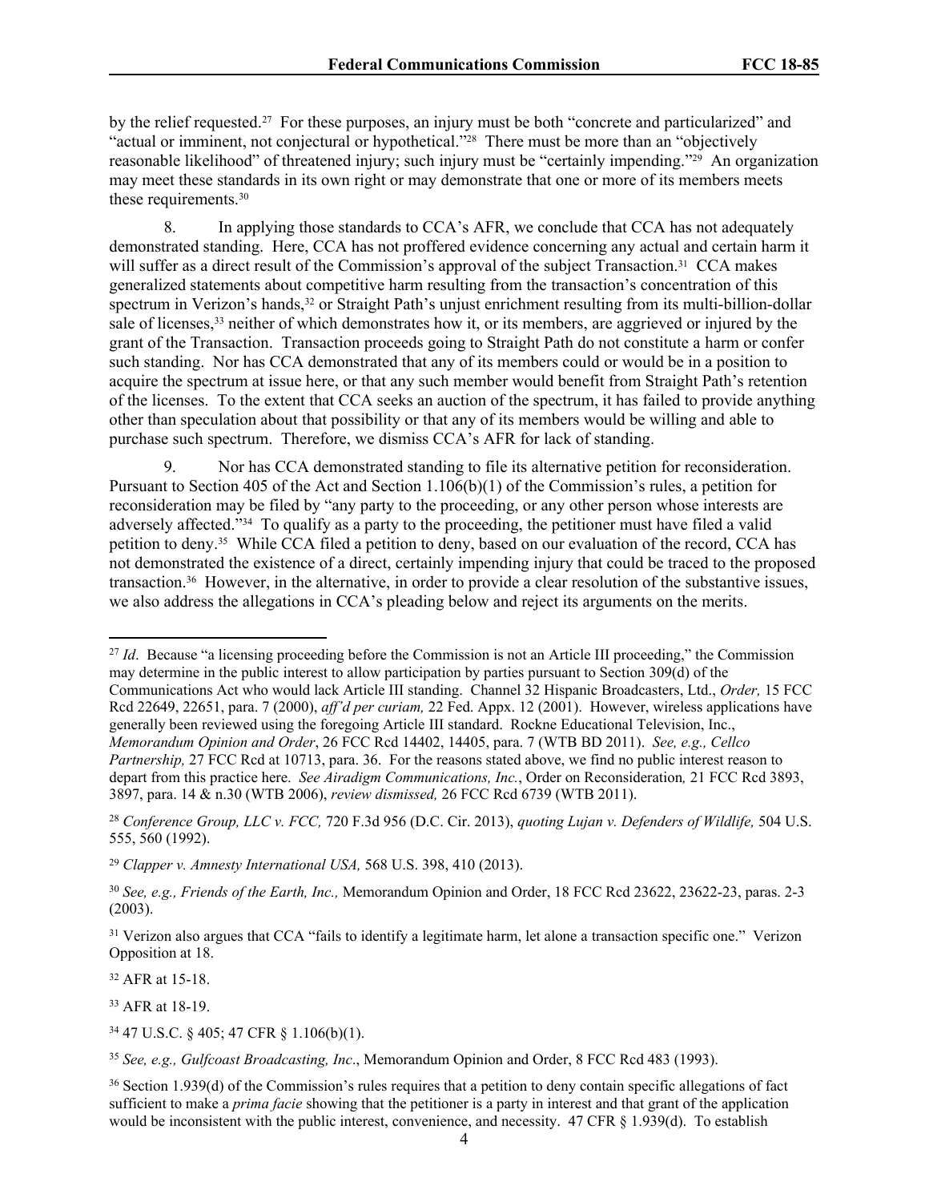by the relief requested.[27] For these purposes, an injury must be both "concrete and particularized" and "actual or imminent, not conjectural or hypothetical."[28] There must be more than an "objectively reasonable likelihood" of threatened injury; such injury must be "certainly impending."[29] An organization may meet these standards in its own right or may demonstrate that one or more of its members meets these requirements.[30]

8. In applying those standards to CCA's AFR, we conclude that CCA has not adequately demonstrated standing. Here, CCA has not proffered evidence concerning any actual and certain harm it will suffer as a direct result of the Commission's approval of the subject Transaction.[31] CCA makes generalized statements about competitive harm resulting from the transaction's concentration of this spectrum in Verizon's hands,[32] or Straight Path's unjust enrichment resulting from its multi-billion-dollar sale of licenses,[33] neither of which demonstrates how it, or its members, are aggrieved or injured by the grant of the Transaction. Transaction proceeds going to Straight Path do not constitute a harm or confer such standing. Nor has CCA demonstrated that any of its members could or would be in a position to acquire the spectrum at issue here, or that any such member would benefit from Straight Path's retention of the licenses. To the extent that CCA seeks an auction of the spectrum, it has failed to provide anything other than speculation about that possibility or that any of its members would be willing and able to purchase such spectrum. Therefore, we dismiss CCA's AFR for lack of standing.

9. Nor has CCA demonstrated standing to file its alternative petition for reconsideration. Pursuant to Section 405 of the Act and Section 1.106(b)(1) of the Commission's rules, a petition for reconsideration may be filed by "any party to the proceeding, or any other person whose interests are adversely affected."[34] To qualify as a party to the proceeding, the petitioner must have filed a valid petition to deny.[35] While CCA filed a petition to deny, based on our evaluation of the record, CCA has not demonstrated the existence of a direct, certainly impending injury that could be traced to the proposed transaction.[36] However, in the alternative, in order to provide a clear resolution of the substantive issues, we also address the allegations in CCA's pleading below and reject its arguments on the merits.

---

[27] *Id*. Because "a licensing proceeding before the Commission is not an Article III proceeding," the Commission may determine in the public interest to allow participation by parties pursuant to Section 309(d) of the Communications Act who would lack Article III standing. Channel 32 Hispanic Broadcasters, Ltd., *Order,* 15 FCC Rcd 22649, 22651, para. 7 (2000), *aff'd per curiam,* 22 Fed. Appx. 12 (2001). However, wireless applications have generally been reviewed using the foregoing Article III standard. Rockne Educational Television, Inc., *Memorandum Opinion and Order*, 26 FCC Rcd 14402, 14405, para. 7 (WTB BD 2011). *See, e.g., Cellco Partnership,* 27 FCC Rcd at 10713, para. 36. For the reasons stated above, we find no public interest reason to depart from this practice here. *See Airadigm Communications, Inc.*, Order on Reconsideration*,* 21 FCC Rcd 3893, 3897, para. 14 & n.30 (WTB 2006), *review dismissed,* 26 FCC Rcd 6739 (WTB 2011).

[28] *Conference Group, LLC v. FCC,* 720 F.3d 956 (D.C. Cir. 2013), *quoting Lujan v. Defenders of Wildlife,* 504 U.S. 555, 560 (1992).

[29] *Clapper v. Amnesty International USA,* 568 U.S. 398, 410 (2013).

[30] *See, e.g., Friends of the Earth, Inc.,* Memorandum Opinion and Order, 18 FCC Rcd 23622, 23622-23, paras. 2-3 (2003).

[31] Verizon also argues that CCA "fails to identify a legitimate harm, let alone a transaction specific one." Verizon Opposition at 18.

[32] AFR at 15-18.

[33] AFR at 18-19.

[34] 47 U.S.C. § 405; 47 CFR § 1.106(b)(1).

[35] *See, e.g., Gulfcoast Broadcasting, Inc*., Memorandum Opinion and Order, 8 FCC Rcd 483 (1993).

[36] Section 1.939(d) of the Commission's rules requires that a petition to deny contain specific allegations of fact sufficient to make a *prima facie* showing that the petitioner is a party in interest and that grant of the application would be inconsistent with the public interest, convenience, and necessity. 47 CFR § 1.939(d). To establish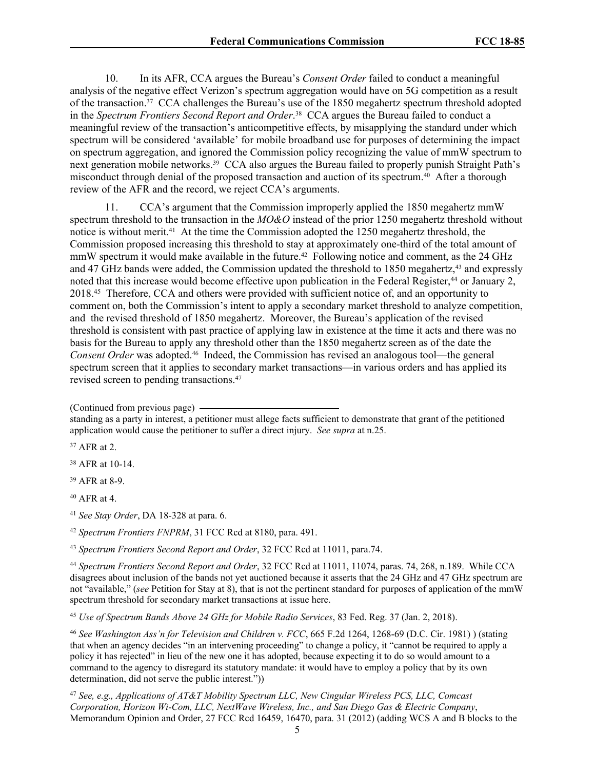10. In its AFR, CCA argues the Bureau's *Consent Order* failed to conduct a meaningful analysis of the negative effect Verizon's spectrum aggregation would have on 5G competition as a result of the transaction.[37] CCA challenges the Bureau's use of the 1850 megahertz spectrum threshold adopted in the *Spectrum Frontiers Second Report and Order*.[38] CCA argues the Bureau failed to conduct a meaningful review of the transaction's anticompetitive effects, by misapplying the standard under which spectrum will be considered 'available' for mobile broadband use for purposes of determining the impact on spectrum aggregation, and ignored the Commission policy recognizing the value of mmW spectrum to next generation mobile networks.[39] CCA also argues the Bureau failed to properly punish Straight Path's misconduct through denial of the proposed transaction and auction of its spectrum.[40] After a thorough review of the AFR and the record, we reject CCA's arguments.

11. CCA's argument that the Commission improperly applied the 1850 megahertz mmW spectrum threshold to the transaction in the *MO&O* instead of the prior 1250 megahertz threshold without notice is without merit.[41] At the time the Commission adopted the 1250 megahertz threshold, the Commission proposed increasing this threshold to stay at approximately one-third of the total amount of mmW spectrum it would make available in the future.[42] Following notice and comment, as the 24 GHz and 47 GHz bands were added, the Commission updated the threshold to 1850 megahertz,[43] and expressly noted that this increase would become effective upon publication in the Federal Register,[44] or January 2, 2018.[45] Therefore, CCA and others were provided with sufficient notice of, and an opportunity to comment on, both the Commission's intent to apply a secondary market threshold to analyze competition, and the revised threshold of 1850 megahertz. Moreover, the Bureau's application of the revised threshold is consistent with past practice of applying law in existence at the time it acts and there was no basis for the Bureau to apply any threshold other than the 1850 megahertz screen as of the date the *Consent Order* was adopted.[46] Indeed, the Commission has revised an analogous tool—the general spectrum screen that it applies to secondary market transactions—in various orders and has applied its revised screen to pending transactions.[47]

(Continued from previous page)

standing as a party in interest, a petitioner must allege facts sufficient to demonstrate that grant of the petitioned application would cause the petitioner to suffer a direct injury. *See supra* at n.25.

[37] AFR at 2.

[38] AFR at 10-14.

[39] AFR at 8-9.

[40] AFR at 4.

[41] *See Stay Order*, DA 18-328 at para. 6.

[42] *Spectrum Frontiers FNPRM*, 31 FCC Rcd at 8180, para. 491.

[43] *Spectrum Frontiers Second Report and Order*, 32 FCC Rcd at 11011, para.74.

[44] *Spectrum Frontiers Second Report and Order*, 32 FCC Rcd at 11011, 11074, paras. 74, 268, n.189. While CCA disagrees about inclusion of the bands not yet auctioned because it asserts that the 24 GHz and 47 GHz spectrum are not "available," (*see* Petition for Stay at 8), that is not the pertinent standard for purposes of application of the mmW spectrum threshold for secondary market transactions at issue here.

[45] *Use of Spectrum Bands Above 24 GHz for Mobile Radio Services*, 83 Fed. Reg. 37 (Jan. 2, 2018).

[46] *See Washington Ass'n for Television and Children v. FCC*, 665 F.2d 1264, 1268-69 (D.C. Cir. 1981) ) (stating that when an agency decides "in an intervening proceeding" to change a policy, it "cannot be required to apply a policy it has rejected" in lieu of the new one it has adopted, because expecting it to do so would amount to a command to the agency to disregard its statutory mandate: it would have to employ a policy that by its own determination, did not serve the public interest."))

[47] *See, e.g., Applications of AT&T Mobility Spectrum LLC, New Cingular Wireless PCS, LLC, Comcast Corporation, Horizon Wi-Com, LLC, NextWave Wireless, Inc., and San Diego Gas & Electric Company*, Memorandum Opinion and Order, 27 FCC Rcd 16459, 16470, para. 31 (2012) (adding WCS A and B blocks to the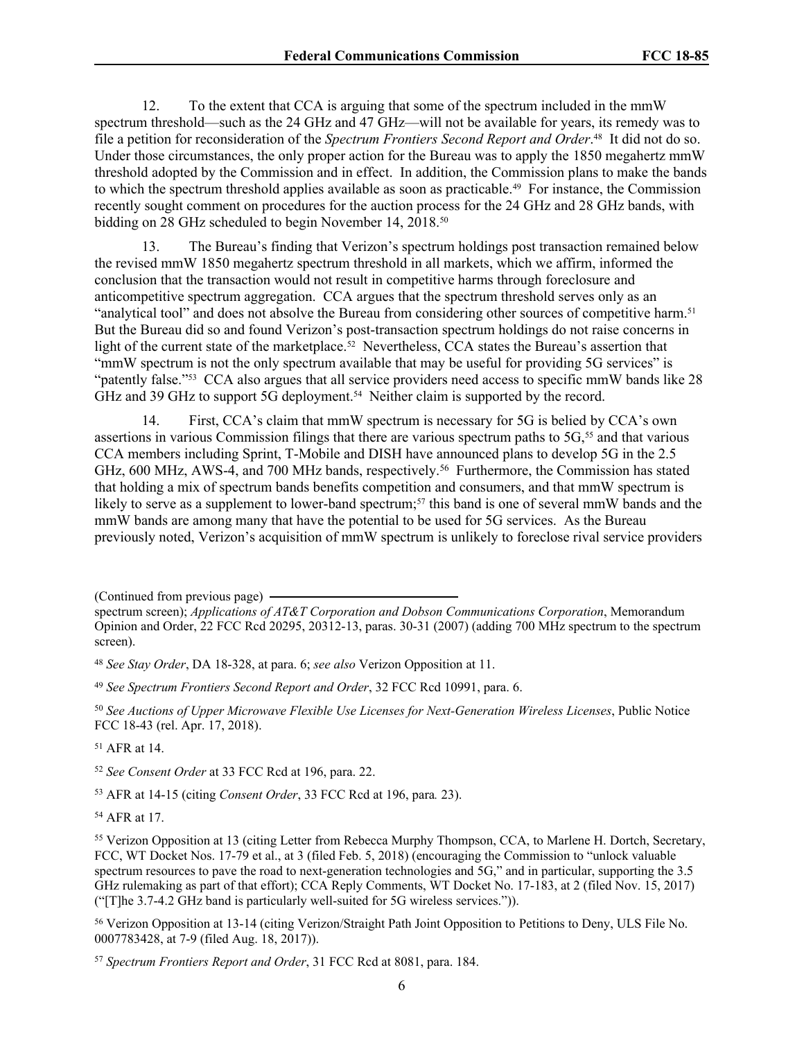12. To the extent that CCA is arguing that some of the spectrum included in the mmW spectrum threshold—such as the 24 GHz and 47 GHz—will not be available for years, its remedy was to file a petition for reconsideration of the *Spectrum Frontiers Second Report and Order*.[48] It did not do so. Under those circumstances, the only proper action for the Bureau was to apply the 1850 megahertz mmW threshold adopted by the Commission and in effect. In addition, the Commission plans to make the bands to which the spectrum threshold applies available as soon as practicable.[49] For instance, the Commission recently sought comment on procedures for the auction process for the 24 GHz and 28 GHz bands, with bidding on 28 GHz scheduled to begin November 14, 2018.[50]

13. The Bureau's finding that Verizon's spectrum holdings post transaction remained below the revised mmW 1850 megahertz spectrum threshold in all markets, which we affirm, informed the conclusion that the transaction would not result in competitive harms through foreclosure and anticompetitive spectrum aggregation. CCA argues that the spectrum threshold serves only as an "analytical tool" and does not absolve the Bureau from considering other sources of competitive harm.[51] But the Bureau did so and found Verizon's post-transaction spectrum holdings do not raise concerns in light of the current state of the marketplace.[52] Nevertheless, CCA states the Bureau's assertion that "mmW spectrum is not the only spectrum available that may be useful for providing 5G services" is "patently false."[53] CCA also argues that all service providers need access to specific mmW bands like 28 GHz and 39 GHz to support 5G deployment.[54] Neither claim is supported by the record.

14. First, CCA's claim that mmW spectrum is necessary for 5G is belied by CCA's own assertions in various Commission filings that there are various spectrum paths to 5G,[55] and that various CCA members including Sprint, T-Mobile and DISH have announced plans to develop 5G in the 2.5 GHz, 600 MHz, AWS-4, and 700 MHz bands, respectively.[56] Furthermore, the Commission has stated that holding a mix of spectrum bands benefits competition and consumers, and that mmW spectrum is likely to serve as a supplement to lower-band spectrum;[57] this band is one of several mmW bands and the mmW bands are among many that have the potential to be used for 5G services. As the Bureau previously noted, Verizon's acquisition of mmW spectrum is unlikely to foreclose rival service providers

(Continued from previous page)

spectrum screen); *Applications of AT&T Corporation and Dobson Communications Corporation*, Memorandum Opinion and Order, 22 FCC Rcd 20295, 20312-13, paras. 30-31 (2007) (adding 700 MHz spectrum to the spectrum screen).

[48] *See Stay Order*, DA 18-328, at para. 6; *see also* Verizon Opposition at 11.

[49] *See Spectrum Frontiers Second Report and Order*, 32 FCC Rcd 10991, para. 6.

[50] *See Auctions of Upper Microwave Flexible Use Licenses for Next-Generation Wireless Licenses*, Public Notice FCC 18-43 (rel. Apr. 17, 2018).

[51] AFR at 14.

[52] *See Consent Order* at 33 FCC Rcd at 196, para. 22.

[53] AFR at 14-15 (citing *Consent Order*, 33 FCC Rcd at 196, para*.* 23).

[54] AFR at 17.

[55] Verizon Opposition at 13 (citing Letter from Rebecca Murphy Thompson, CCA, to Marlene H. Dortch, Secretary, FCC, WT Docket Nos. 17-79 et al., at 3 (filed Feb. 5, 2018) (encouraging the Commission to "unlock valuable spectrum resources to pave the road to next-generation technologies and 5G," and in particular, supporting the 3.5 GHz rulemaking as part of that effort); CCA Reply Comments, WT Docket No. 17-183, at 2 (filed Nov. 15, 2017) ("[T]he 3.7-4.2 GHz band is particularly well-suited for 5G wireless services.")).

[56] Verizon Opposition at 13-14 (citing Verizon/Straight Path Joint Opposition to Petitions to Deny, ULS File No. 0007783428, at 7-9 (filed Aug. 18, 2017)).

[57] *Spectrum Frontiers Report and Order*, 31 FCC Rcd at 8081, para. 184.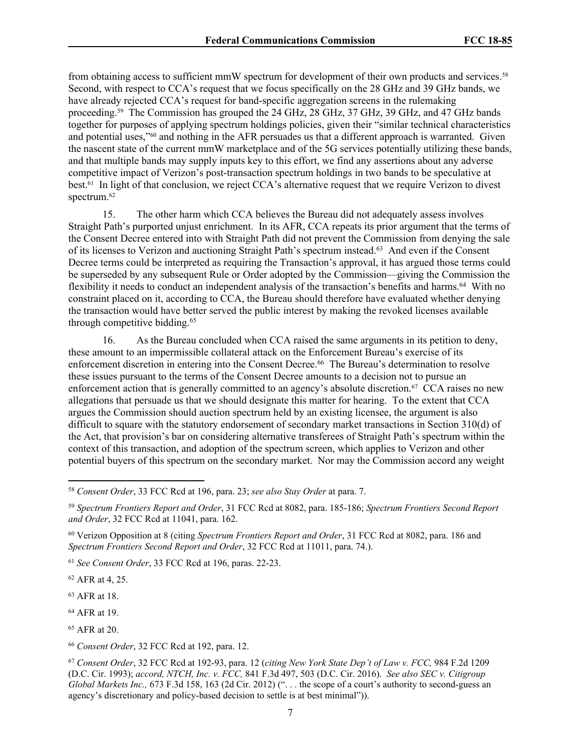from obtaining access to sufficient mmW spectrum for development of their own products and services.[58] Second, with respect to CCA's request that we focus specifically on the 28 GHz and 39 GHz bands, we have already rejected CCA's request for band-specific aggregation screens in the rulemaking proceeding.[59] The Commission has grouped the 24 GHz, 28 GHz, 37 GHz, 39 GHz, and 47 GHz bands together for purposes of applying spectrum holdings policies, given their "similar technical characteristics and potential uses,"[60] and nothing in the AFR persuades us that a different approach is warranted. Given the nascent state of the current mmW marketplace and of the 5G services potentially utilizing these bands, and that multiple bands may supply inputs key to this effort, we find any assertions about any adverse competitive impact of Verizon's post-transaction spectrum holdings in two bands to be speculative at best.[61] In light of that conclusion, we reject CCA's alternative request that we require Verizon to divest spectrum.[62]

15. The other harm which CCA believes the Bureau did not adequately assess involves Straight Path's purported unjust enrichment. In its AFR, CCA repeats its prior argument that the terms of the Consent Decree entered into with Straight Path did not prevent the Commission from denying the sale of its licenses to Verizon and auctioning Straight Path's spectrum instead.[63] And even if the Consent Decree terms could be interpreted as requiring the Transaction's approval, it has argued those terms could be superseded by any subsequent Rule or Order adopted by the Commission—giving the Commission the flexibility it needs to conduct an independent analysis of the transaction's benefits and harms.[64] With no constraint placed on it, according to CCA, the Bureau should therefore have evaluated whether denying the transaction would have better served the public interest by making the revoked licenses available through competitive bidding.[65]

16. As the Bureau concluded when CCA raised the same arguments in its petition to deny, these amount to an impermissible collateral attack on the Enforcement Bureau's exercise of its enforcement discretion in entering into the Consent Decree.[66] The Bureau's determination to resolve these issues pursuant to the terms of the Consent Decree amounts to a decision not to pursue an enforcement action that is generally committed to an agency's absolute discretion.[67] CCA raises no new allegations that persuade us that we should designate this matter for hearing. To the extent that CCA argues the Commission should auction spectrum held by an existing licensee, the argument is also difficult to square with the statutory endorsement of secondary market transactions in Section 310(d) of the Act, that provision's bar on considering alternative transferees of Straight Path's spectrum within the context of this transaction, and adoption of the spectrum screen, which applies to Verizon and other potential buyers of this spectrum on the secondary market. Nor may the Commission accord any weight

---

[58] *Consent Order*, 33 FCC Rcd at 196, para. 23; *see also Stay Order* at para. 7.

[59] *Spectrum Frontiers Report and Order*, 31 FCC Rcd at 8082, para. 185-186; *Spectrum Frontiers Second Report and Order*, 32 FCC Rcd at 11041, para. 162.

[60] Verizon Opposition at 8 (citing *Spectrum Frontiers Report and Order*, 31 FCC Rcd at 8082, para. 186 and *Spectrum Frontiers Second Report and Order*, 32 FCC Rcd at 11011, para. 74.).

[61] *See Consent Order*, 33 FCC Rcd at 196, paras. 22-23.

[62] AFR at 4, 25.

[63] AFR at 18.

[64] AFR at 19.

[65] AFR at 20.

[66] *Consent Order*, 32 FCC Rcd at 192, para. 12.

[67] *Consent Order*, 32 FCC Rcd at 192-93, para. 12 (*citing New York State Dep't of Law v. FCC,* 984 F.2d 1209 (D.C. Cir. 1993); *accord, NTCH, Inc. v. FCC,* 841 F.3d 497, 503 (D.C. Cir. 2016). *See also SEC v. Citigroup Global Markets Inc.,* 673 F.3d 158, 163 (2d Cir. 2012) (". . . the scope of a court's authority to second-guess an agency's discretionary and policy-based decision to settle is at best minimal")).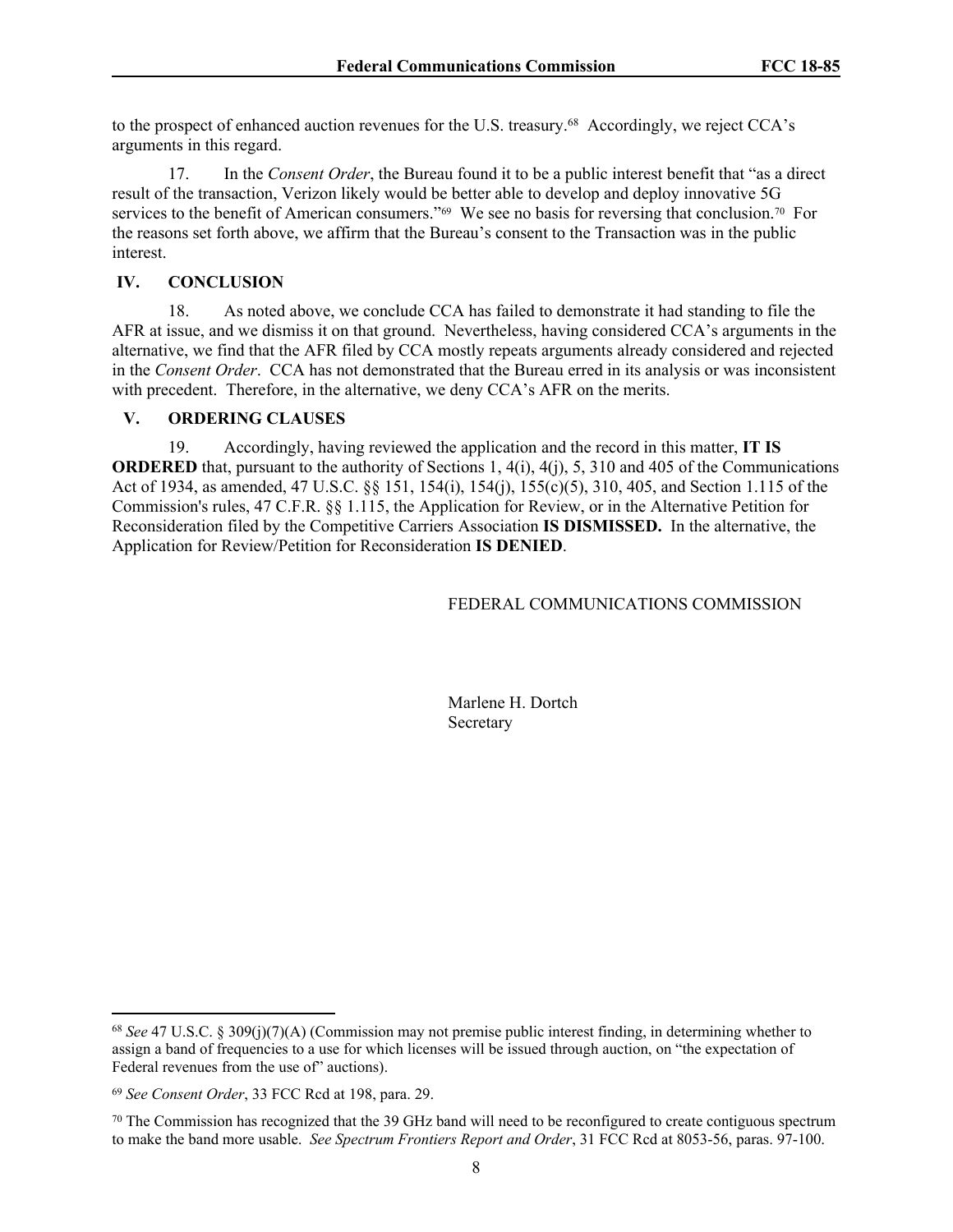to the prospect of enhanced auction revenues for the U.S. treasury.[68] Accordingly, we reject CCA's arguments in this regard.

17. In the *Consent Order*, the Bureau found it to be a public interest benefit that "as a direct result of the transaction, Verizon likely would be better able to develop and deploy innovative 5G services to the benefit of American consumers."[69] We see no basis for reversing that conclusion.[70] For the reasons set forth above, we affirm that the Bureau's consent to the Transaction was in the public interest.

## IV. CONCLUSION

18. As noted above, we conclude CCA has failed to demonstrate it had standing to file the AFR at issue, and we dismiss it on that ground. Nevertheless, having considered CCA's arguments in the alternative, we find that the AFR filed by CCA mostly repeats arguments already considered and rejected in the *Consent Order*. CCA has not demonstrated that the Bureau erred in its analysis or was inconsistent with precedent. Therefore, in the alternative, we deny CCA's AFR on the merits.

## V. ORDERING CLAUSES

19. Accordingly, having reviewed the application and the record in this matter, **IT IS ORDERED** that, pursuant to the authority of Sections 1, 4(i), 4(j), 5, 310 and 405 of the Communications Act of 1934, as amended, 47 U.S.C. §§ 151, 154(i), 154(j), 155(c)(5), 310, 405, and Section 1.115 of the Commission's rules, 47 C.F.R. §§ 1.115, the Application for Review, or in the Alternative Petition for Reconsideration filed by the Competitive Carriers Association **IS DISMISSED.** In the alternative, the Application for Review/Petition for Reconsideration **IS DENIED**.

FEDERAL COMMUNICATIONS COMMISSION

Marlene H. Dortch
Secretary

---

[68] *See* 47 U.S.C. § 309(j)(7)(A) (Commission may not premise public interest finding, in determining whether to assign a band of frequencies to a use for which licenses will be issued through auction, on "the expectation of Federal revenues from the use of" auctions).

[69] *See Consent Order*, 33 FCC Rcd at 198, para. 29.

[70] The Commission has recognized that the 39 GHz band will need to be reconfigured to create contiguous spectrum to make the band more usable. *See Spectrum Frontiers Report and Order*, 31 FCC Rcd at 8053-56, paras. 97-100.